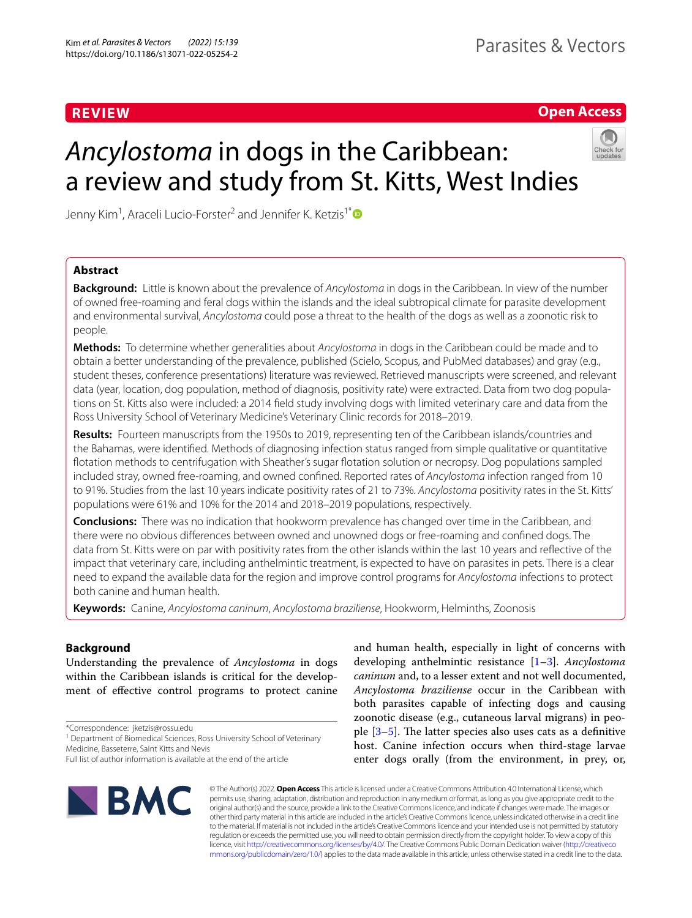REVIEW

Open Access

# *Ancylostoma* in dogs in the Caribbean: a review and study from St. Kitts, West Indies

Jenny Kim[1], Araceli Lucio-Forster[2] and Jennifer K. Ketzis[1*]

## Abstract

**Background:** Little is known about the prevalence of *Ancylostoma* in dogs in the Caribbean. In view of the number of owned free-roaming and feral dogs within the islands and the ideal subtropical climate for parasite development and environmental survival, *Ancylostoma* could pose a threat to the health of the dogs as well as a zoonotic risk to people.

**Methods:** To determine whether generalities about *Ancylostoma* in dogs in the Caribbean could be made and to obtain a better understanding of the prevalence, published (Scielo, Scopus, and PubMed databases) and gray (e.g., student theses, conference presentations) literature was reviewed. Retrieved manuscripts were screened, and relevant data (year, location, dog population, method of diagnosis, positivity rate) were extracted. Data from two dog populations on St. Kitts also were included: a 2014 field study involving dogs with limited veterinary care and data from the Ross University School of Veterinary Medicine's Veterinary Clinic records for 2018–2019.

**Results:** Fourteen manuscripts from the 1950s to 2019, representing ten of the Caribbean islands/countries and the Bahamas, were identified. Methods of diagnosing infection status ranged from simple qualitative or quantitative flotation methods to centrifugation with Sheather's sugar flotation solution or necropsy. Dog populations sampled included stray, owned free-roaming, and owned confined. Reported rates of *Ancylostoma* infection ranged from 10 to 91%. Studies from the last 10 years indicate positivity rates of 21 to 73%. *Ancylostoma* positivity rates in the St. Kitts' populations were 61% and 10% for the 2014 and 2018–2019 populations, respectively.

**Conclusions:** There was no indication that hookworm prevalence has changed over time in the Caribbean, and there were no obvious differences between owned and unowned dogs or free-roaming and confined dogs. The data from St. Kitts were on par with positivity rates from the other islands within the last 10 years and reflective of the impact that veterinary care, including anthelmintic treatment, is expected to have on parasites in pets. There is a clear need to expand the available data for the region and improve control programs for *Ancylostoma* infections to protect both canine and human health.

**Keywords:** Canine, *Ancylostoma caninum*, *Ancylostoma braziliense*, Hookworm, Helminths, Zoonosis

## Background

Understanding the prevalence of *Ancylostoma* in dogs within the Caribbean islands is critical for the development of effective control programs to protect canine and human health, especially in light of concerns with developing anthelmintic resistance [1–3]. *Ancylostoma caninum* and, to a lesser extent and not well documented, *Ancylostoma braziliense* occur in the Caribbean with both parasites capable of infecting dogs and causing zoonotic disease (e.g., cutaneous larval migrans) in people [3–5]. The latter species also uses cats as a definitive host. Canine infection occurs when third-stage larvae enter dogs orally (from the environment, in prey, or,

*Correspondence: jketzis@rossu.edu
[1] Department of Biomedical Sciences, Ross University School of Veterinary Medicine, Basseterre, Saint Kitts and Nevis
Full list of author information is available at the end of the article

© The Author(s) 2022. **Open Access** This article is licensed under a Creative Commons Attribution 4.0 International License, which permits use, sharing, adaptation, distribution and reproduction in any medium or format, as long as you give appropriate credit to the original author(s) and the source, provide a link to the Creative Commons licence, and indicate if changes were made. The images or other third party material in this article are included in the article's Creative Commons licence, unless indicated otherwise in a credit line to the material. If material is not included in the article's Creative Commons licence and your intended use is not permitted by statutory regulation or exceeds the permitted use, you will need to obtain permission directly from the copyright holder. To view a copy of this licence, visit http://creativecommons.org/licenses/by/4.0/. The Creative Commons Public Domain Dedication waiver (http://creativecommons.org/publicdomain/zero/1.0/) applies to the data made available in this article, unless otherwise stated in a credit line to the data.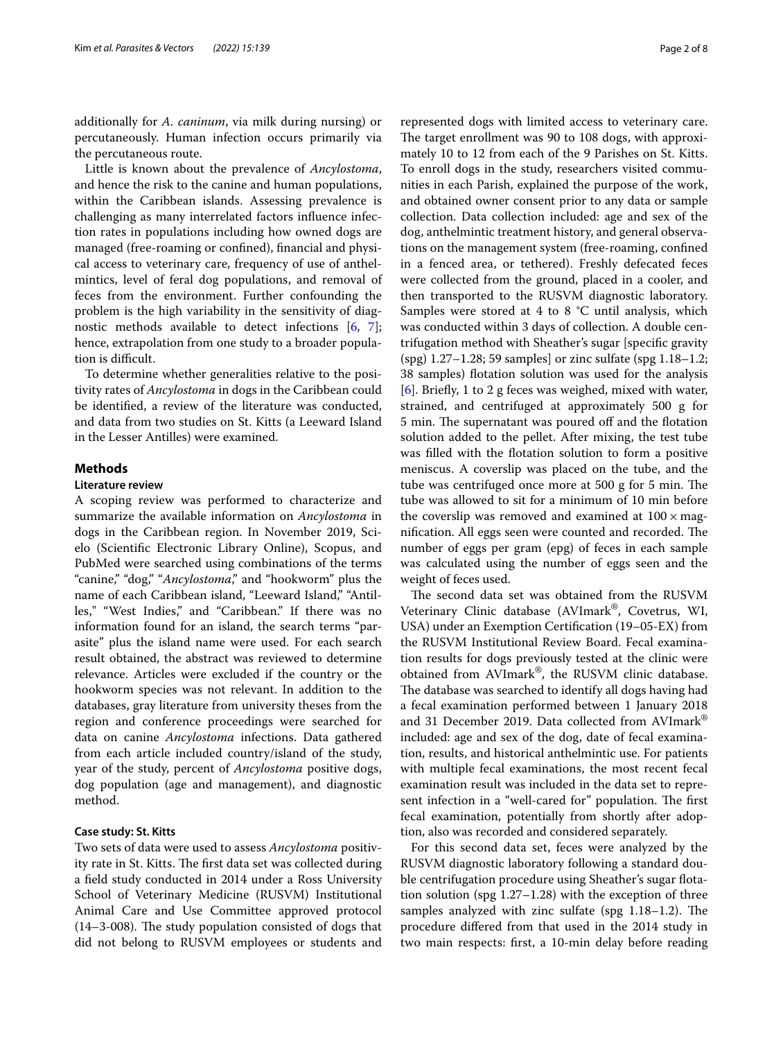additionally for *A. caninum*, via milk during nursing) or percutaneously. Human infection occurs primarily via the percutaneous route.

Little is known about the prevalence of *Ancylostoma*, and hence the risk to the canine and human populations, within the Caribbean islands. Assessing prevalence is challenging as many interrelated factors influence infection rates in populations including how owned dogs are managed (free-roaming or confined), financial and physical access to veterinary care, frequency of use of anthelmintics, level of feral dog populations, and removal of feces from the environment. Further confounding the problem is the high variability in the sensitivity of diagnostic methods available to detect infections [6, 7]; hence, extrapolation from one study to a broader population is difficult.

To determine whether generalities relative to the positivity rates of *Ancylostoma* in dogs in the Caribbean could be identified, a review of the literature was conducted, and data from two studies on St. Kitts (a Leeward Island in the Lesser Antilles) were examined.

## Methods

### Literature review

A scoping review was performed to characterize and summarize the available information on *Ancylostoma* in dogs in the Caribbean region. In November 2019, Scielo (Scientific Electronic Library Online), Scopus, and PubMed were searched using combinations of the terms "canine," "dog," "*Ancylostoma*," and "hookworm" plus the name of each Caribbean island, "Leeward Island," "Antilles," "West Indies," and "Caribbean." If there was no information found for an island, the search terms "parasite" plus the island name were used. For each search result obtained, the abstract was reviewed to determine relevance. Articles were excluded if the country or the hookworm species was not relevant. In addition to the databases, gray literature from university theses from the region and conference proceedings were searched for data on canine *Ancylostoma* infections. Data gathered from each article included country/island of the study, year of the study, percent of *Ancylostoma* positive dogs, dog population (age and management), and diagnostic method.

### Case study: St. Kitts

Two sets of data were used to assess *Ancylostoma* positivity rate in St. Kitts. The first data set was collected during a field study conducted in 2014 under a Ross University School of Veterinary Medicine (RUSVM) Institutional Animal Care and Use Committee approved protocol (14–3-008). The study population consisted of dogs that did not belong to RUSVM employees or students and represented dogs with limited access to veterinary care. The target enrollment was 90 to 108 dogs, with approximately 10 to 12 from each of the 9 Parishes on St. Kitts. To enroll dogs in the study, researchers visited communities in each Parish, explained the purpose of the work, and obtained owner consent prior to any data or sample collection. Data collection included: age and sex of the dog, anthelmintic treatment history, and general observations on the management system (free-roaming, confined in a fenced area, or tethered). Freshly defecated feces were collected from the ground, placed in a cooler, and then transported to the RUSVM diagnostic laboratory. Samples were stored at 4 to 8 °C until analysis, which was conducted within 3 days of collection. A double centrifugation method with Sheather's sugar [specific gravity (spg) 1.27–1.28; 59 samples] or zinc sulfate (spg 1.18–1.2; 38 samples) flotation solution was used for the analysis [6]. Briefly, 1 to 2 g feces was weighed, mixed with water, strained, and centrifuged at approximately 500 g for 5 min. The supernatant was poured off and the flotation solution added to the pellet. After mixing, the test tube was filled with the flotation solution to form a positive meniscus. A coverslip was placed on the tube, and the tube was centrifuged once more at 500 g for 5 min. The tube was allowed to sit for a minimum of 10 min before the coverslip was removed and examined at $100\times$ magnification. All eggs seen were counted and recorded. The number of eggs per gram (epg) of feces in each sample was calculated using the number of eggs seen and the weight of feces used.

The second data set was obtained from the RUSVM Veterinary Clinic database (AVImark®, Covetrus, WI, USA) under an Exemption Certification (19–05-EX) from the RUSVM Institutional Review Board. Fecal examination results for dogs previously tested at the clinic were obtained from AVImark®, the RUSVM clinic database. The database was searched to identify all dogs having had a fecal examination performed between 1 January 2018 and 31 December 2019. Data collected from AVImark® included: age and sex of the dog, date of fecal examination, results, and historical anthelmintic use. For patients with multiple fecal examinations, the most recent fecal examination result was included in the data set to represent infection in a "well-cared for" population. The first fecal examination, potentially from shortly after adoption, also was recorded and considered separately.

For this second data set, feces were analyzed by the RUSVM diagnostic laboratory following a standard double centrifugation procedure using Sheather's sugar flotation solution (spg 1.27–1.28) with the exception of three samples analyzed with zinc sulfate (spg 1.18–1.2). The procedure differed from that used in the 2014 study in two main respects: first, a 10-min delay before reading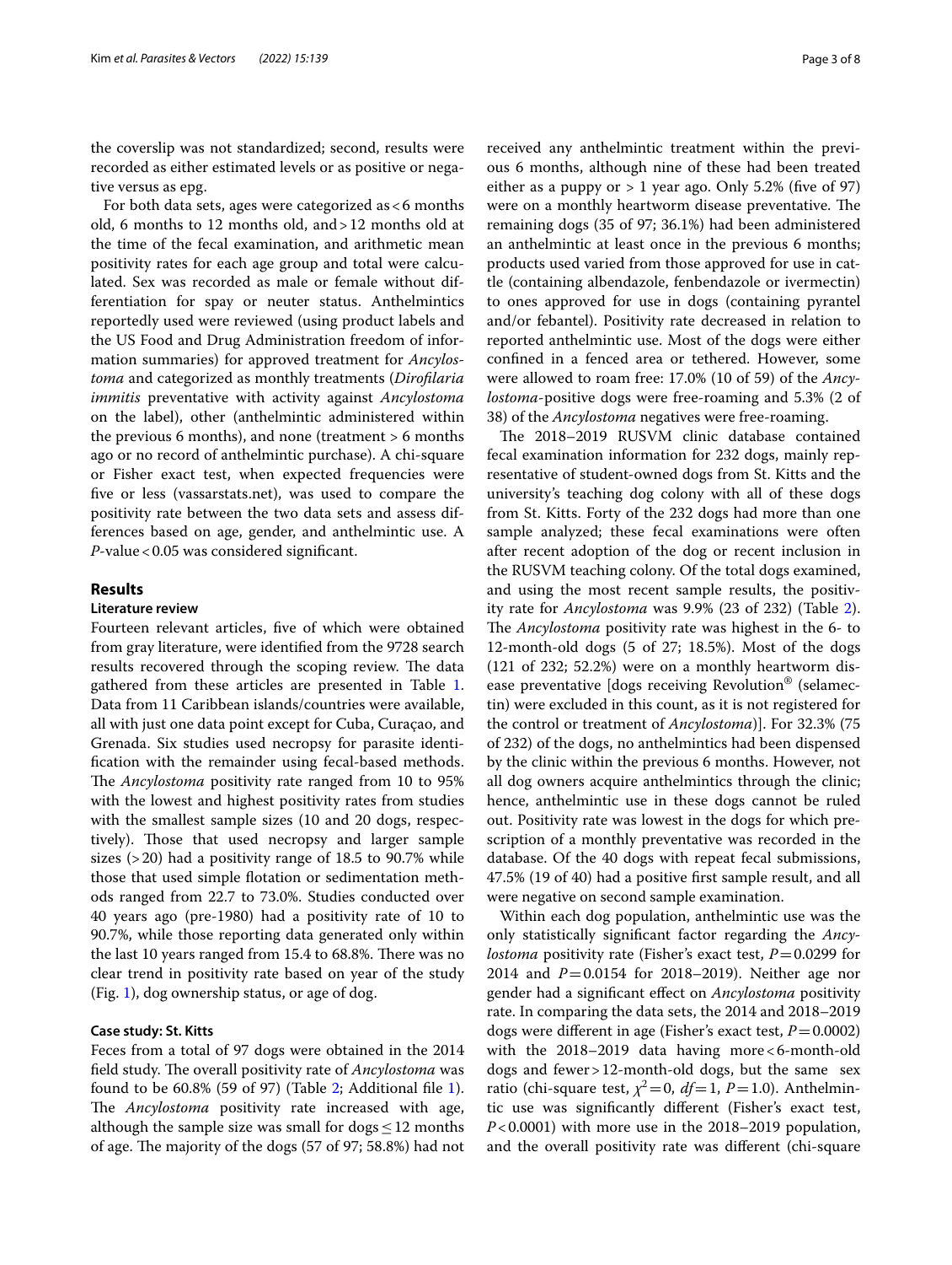the coverslip was not standardized; second, results were recorded as either estimated levels or as positive or negative versus as epg.

For both data sets, ages were categorized as < 6 months old, 6 months to 12 months old, and > 12 months old at the time of the fecal examination, and arithmetic mean positivity rates for each age group and total were calculated. Sex was recorded as male or female without differentiation for spay or neuter status. Anthelmintics reportedly used were reviewed (using product labels and the US Food and Drug Administration freedom of information summaries) for approved treatment for *Ancylostoma* and categorized as monthly treatments (*Dirofilaria immitis* preventative with activity against *Ancylostoma* on the label), other (anthelmintic administered within the previous 6 months), and none (treatment > 6 months ago or no record of anthelmintic purchase). A chi-square or Fisher exact test, when expected frequencies were five or less (vassarstats.net), was used to compare the positivity rate between the two data sets and assess differences based on age, gender, and anthelmintic use. A *P*-value < 0.05 was considered significant.

## Results

### Literature review

Fourteen relevant articles, five of which were obtained from gray literature, were identified from the 9728 search results recovered through the scoping review. The data gathered from these articles are presented in Table 1. Data from 11 Caribbean islands/countries were available, all with just one data point except for Cuba, Curaçao, and Grenada. Six studies used necropsy for parasite identification with the remainder using fecal-based methods. The *Ancylostoma* positivity rate ranged from 10 to 95% with the lowest and highest positivity rates from studies with the smallest sample sizes (10 and 20 dogs, respectively). Those that used necropsy and larger sample sizes (> 20) had a positivity range of 18.5 to 90.7% while those that used simple flotation or sedimentation methods ranged from 22.7 to 73.0%. Studies conducted over 40 years ago (pre-1980) had a positivity rate of 10 to 90.7%, while those reporting data generated only within the last 10 years ranged from 15.4 to 68.8%. There was no clear trend in positivity rate based on year of the study (Fig. 1), dog ownership status, or age of dog.

### Case study: St. Kitts

Feces from a total of 97 dogs were obtained in the 2014 field study. The overall positivity rate of *Ancylostoma* was found to be 60.8% (59 of 97) (Table 2; Additional file 1). The *Ancylostoma* positivity rate increased with age, although the sample size was small for dogs ≤ 12 months of age. The majority of the dogs (57 of 97; 58.8%) had not received any anthelmintic treatment within the previous 6 months, although nine of these had been treated either as a puppy or > 1 year ago. Only 5.2% (five of 97) were on a monthly heartworm disease preventative. The remaining dogs (35 of 97; 36.1%) had been administered an anthelmintic at least once in the previous 6 months; products used varied from those approved for use in cattle (containing albendazole, fenbendazole or ivermectin) to ones approved for use in dogs (containing pyrantel and/or febantel). Positivity rate decreased in relation to reported anthelmintic use. Most of the dogs were either confined in a fenced area or tethered. However, some were allowed to roam free: 17.0% (10 of 59) of the *Ancylostoma*-positive dogs were free-roaming and 5.3% (2 of 38) of the *Ancylostoma* negatives were free-roaming.

The 2018–2019 RUSVM clinic database contained fecal examination information for 232 dogs, mainly representative of student-owned dogs from St. Kitts and the university's teaching dog colony with all of these dogs from St. Kitts. Forty of the 232 dogs had more than one sample analyzed; these fecal examinations were often after recent adoption of the dog or recent inclusion in the RUSVM teaching colony. Of the total dogs examined, and using the most recent sample results, the positivity rate for *Ancylostoma* was 9.9% (23 of 232) (Table 2). The *Ancylostoma* positivity rate was highest in the 6- to 12-month-old dogs (5 of 27; 18.5%). Most of the dogs (121 of 232; 52.2%) were on a monthly heartworm disease preventative [dogs receiving Revolution® (selamectin) were excluded in this count, as it is not registered for the control or treatment of *Ancylostoma*)]. For 32.3% (75 of 232) of the dogs, no anthelmintics had been dispensed by the clinic within the previous 6 months. However, not all dog owners acquire anthelmintics through the clinic; hence, anthelmintic use in these dogs cannot be ruled out. Positivity rate was lowest in the dogs for which prescription of a monthly preventative was recorded in the database. Of the 40 dogs with repeat fecal submissions, 47.5% (19 of 40) had a positive first sample result, and all were negative on second sample examination.

Within each dog population, anthelmintic use was the only statistically significant factor regarding the *Ancylostoma* positivity rate (Fisher's exact test, $P = 0.0299$ for 2014 and $P = 0.0154$ for 2018–2019). Neither age nor gender had a significant effect on *Ancylostoma* positivity rate. In comparing the data sets, the 2014 and 2018–2019 dogs were different in age (Fisher's exact test, $P = 0.0002$) with the 2018–2019 data having more < 6-month-old dogs and fewer > 12-month-old dogs, but the same sex ratio (chi-square test, $\chi^2 = 0$, $df = 1$, $P = 1.0$). Anthelmintic use was significantly different (Fisher's exact test, $P < 0.0001$) with more use in the 2018–2019 population, and the overall positivity rate was different (chi-square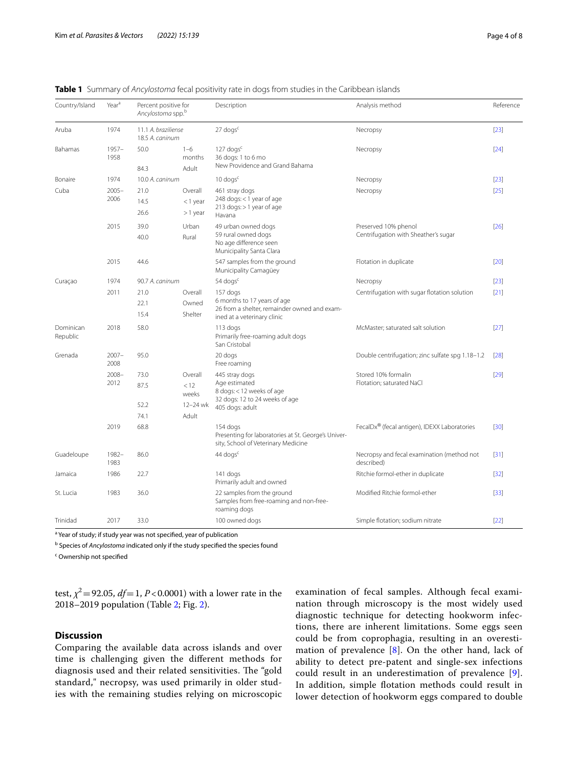**Table 1** Summary of *Ancylostoma* fecal positivity rate in dogs from studies in the Caribbean islands

| Country/Island | Year[a] | Percent positive for *Ancylostoma* spp.[b] | | Description | Analysis method | Reference |
|---|---|---|---|---|---|---|
| Aruba | 1974 | 11.1 *A. braziliense* 18.5 *A. caninum* | | 27 dogs[c] | Necropsy | [23] |
| Bahamas | 1957–1958 | 50.0 | 1–6 months | 127 dogs[c] 36 dogs: 1 to 6 mo New Providence and Grand Bahama | Necropsy | [24] |
| | | 84.3 | Adult | | | |
| Bonaire | 1974 | 10.0 *A. caninum* | | 10 dogs[c] | Necropsy | [23] |
| Cuba | 2005–2006 | 21.0 | Overall | 461 stray dogs 248 dogs: < 1 year of age 213 dogs: > 1 year of age Havana | Necropsy | [25] |
| | | 14.5 | < 1 year | | | |
| | | 26.6 | > 1 year | | | |
| | 2015 | 39.0 | Urban | 49 urban owned dogs 59 rural owned dogs No age difference seen Municipality Santa Clara | Preserved 10% phenol Centrifugation with Sheather's sugar | [26] |
| | | 40.0 | Rural | | | |
| | 2015 | 44.6 | | 547 samples from the ground Municipality Camagüey | Flotation in duplicate | [20] |
| Curaçao | 1974 | 90.7 *A. caninum* | | 54 dogs[c] | Necropsy | [23] |
| | 2011 | 21.0 | Overall | 157 dogs 6 months to 17 years of age 26 from a shelter, remainder owned and examined at a veterinary clinic | Centrifugation with sugar flotation solution | [21] |
| | | 22.1 | Owned | | | |
| | | 15.4 | Shelter | | | |
| Dominican Republic | 2018 | 58.0 | | 113 dogs Primarily free-roaming adult dogs San Cristobal | McMaster; saturated salt solution | [27] |
| Grenada | 2007–2008 | 95.0 | | 20 dogs Free roaming | Double centrifugation; zinc sulfate spg 1.18–1.2 | [28] |
| | 2008–2012 | 73.0 | Overall | 445 stray dogs Age estimated 8 dogs: < 12 weeks of age 32 dogs: 12 to 24 weeks of age 405 dogs: adult | Stored 10% formalin Flotation; saturated NaCl | [29] |
| | | 87.5 | < 12 weeks | | | |
| | | 52.2 | 12–24 wk | | | |
| | | 74.1 | Adult | | | |
| | 2019 | 68.8 | | 154 dogs Presenting for laboratories at St. George's University, School of Veterinary Medicine | FecalDx® (fecal antigen), IDEXX Laboratories | [30] |
| Guadeloupe | 1982–1983 | 86.0 | | 44 dogs[c] | Necropsy and fecal examination (method not described) | [31] |
| Jamaica | 1986 | 22.7 | | 141 dogs Primarily adult and owned | Ritchie formol-ether in duplicate | [32] |
| St. Lucia | 1983 | 36.0 | | 22 samples from the ground Samples from free-roaming and non-free-roaming dogs | Modified Ritchie formol-ether | [33] |
| Trinidad | 2017 | 33.0 | | 100 owned dogs | Simple flotation; sodium nitrate | [22] |

[a] Year of study; if study year was not specified, year of publication

[b] Species of *Ancylostoma* indicated only if the study specified the species found

[c] Ownership not specified

test, $\chi^2 = 92.05$, $df = 1$, $P < 0.0001$) with a lower rate in the 2018–2019 population (Table 2; Fig. 2).

## Discussion

Comparing the available data across islands and over time is challenging given the different methods for diagnosis used and their related sensitivities. The "gold standard," necropsy, was used primarily in older studies with the remaining studies relying on microscopic examination of fecal samples. Although fecal examination through microscopy is the most widely used diagnostic technique for detecting hookworm infections, there are inherent limitations. Some eggs seen could be from coprophagia, resulting in an overestimation of prevalence [8]. On the other hand, lack of ability to detect pre-patent and single-sex infections could result in an underestimation of prevalence [9]. In addition, simple flotation methods could result in lower detection of hookworm eggs compared to double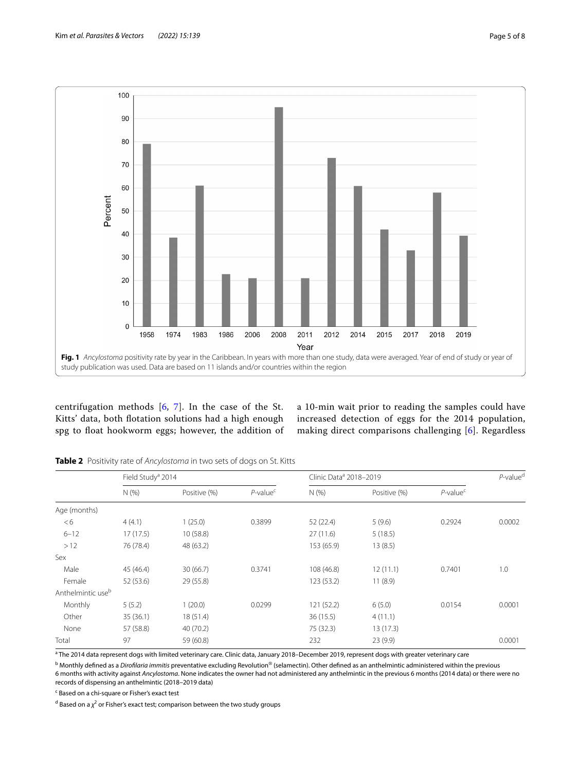100
90
80
70
60
50
40
30
20
10
0

Percent

1958 1974 1983 1986 2006 2008 2011 2012 2014 2015 2017 2018 2019

Year

**Fig. 1** *Ancylostoma* positivity rate by year in the Caribbean. In years with more than one study, data were averaged. Year of end of study or year of study publication was used. Data are based on 11 islands and/or countries within the region

centrifugation methods [6, 7]. In the case of the St. Kitts' data, both flotation solutions had a high enough spg to float hookworm eggs; however, the addition of a 10-min wait prior to reading the samples could have increased detection of eggs for the 2014 population, making direct comparisons challenging [6]. Regardless

**Table 2** Positivity rate of *Ancylostoma* in two sets of dogs on St. Kitts

| | Field Study[a] 2014 | | | Clinic Data[a] 2018–2019 | | | *P*-value[d] |
|---|---|---|---|---|---|---|---|
| | N (%) | Positive (%) | *P*-value[c] | N (%) | Positive (%) | *P*-value[c] | |
| Age (months) | | | | | | | |
| <6 | 4 (4.1) | 1 (25.0) | 0.3899 | 52 (22.4) | 5 (9.6) | 0.2924 | 0.0002 |
| 6–12 | 17 (17.5) | 10 (58.8) | | 27 (11.6) | 5 (18.5) | | |
| >12 | 76 (78.4) | 48 (63.2) | | 153 (65.9) | 13 (8.5) | | |
| Sex | | | | | | | |
| Male | 45 (46.4) | 30 (66.7) | 0.3741 | 108 (46.8) | 12 (11.1) | 0.7401 | 1.0 |
| Female | 52 (53.6) | 29 (55.8) | | 123 (53.2) | 11 (8.9) | | |
| Anthelmintic use[b] | | | | | | | |
| Monthly | 5 (5.2) | 1 (20.0) | 0.0299 | 121 (52.2) | 6 (5.0) | 0.0154 | 0.0001 |
| Other | 35 (36.1) | 18 (51.4) | | 36 (15.5) | 4 (11.1) | | |
| None | 57 (58.8) | 40 (70.2) | | 75 (32.3) | 13 (17.3) | | |
| Total | 97 | 59 (60.8) | | 232 | 23 (9.9) | | 0.0001 |

[a] The 2014 data represent dogs with limited veterinary care. Clinic data, January 2018–December 2019, represent dogs with greater veterinary care

[b] Monthly defined as a *Dirofilaria immitis* preventative excluding Revolution® (selamectin). Other defined as an anthelmintic administered within the previous 6 months with activity against *Ancylostoma*. None indicates the owner had not administered any anthelmintic in the previous 6 months (2014 data) or there were no records of dispensing an anthelmintic (2018–2019 data)

[c] Based on a chi-square or Fisher's exact test

[d] Based on a $\chi^2$ or Fisher's exact test; comparison between the two study groups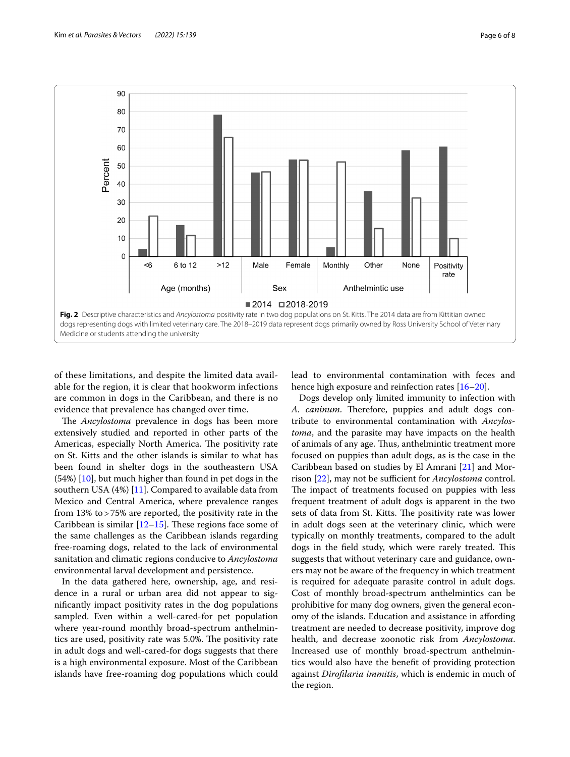90
80
70
60
50
40
30
20
10
0

Percent

<6
6 to 12
>12
Male
Female
Monthly
Other
None
Positivity rate

Age (months)
Sex
Anthelmintic use

■ 2014 □ 2018-2019

**Fig. 2** Descriptive characteristics and *Ancylostoma* positivity rate in two dog populations on St. Kitts. The 2014 data are from Kittitian owned dogs representing dogs with limited veterinary care. The 2018–2019 data represent dogs primarily owned by Ross University School of Veterinary Medicine or students attending the university

of these limitations, and despite the limited data available for the region, it is clear that hookworm infections are common in dogs in the Caribbean, and there is no evidence that prevalence has changed over time.

The *Ancylostoma* prevalence in dogs has been more extensively studied and reported in other parts of the Americas, especially North America. The positivity rate on St. Kitts and the other islands is similar to what has been found in shelter dogs in the southeastern USA (54%) [10], but much higher than found in pet dogs in the southern USA (4%) [11]. Compared to available data from Mexico and Central America, where prevalence ranges from 13% to > 75% are reported, the positivity rate in the Caribbean is similar [12–15]. These regions face some of the same challenges as the Caribbean islands regarding free-roaming dogs, related to the lack of environmental sanitation and climatic regions conducive to *Ancylostoma* environmental larval development and persistence.

In the data gathered here, ownership, age, and residence in a rural or urban area did not appear to significantly impact positivity rates in the dog populations sampled. Even within a well-cared-for pet population where year-round monthly broad-spectrum anthelmintics are used, positivity rate was 5.0%. The positivity rate in adult dogs and well-cared-for dogs suggests that there is a high environmental exposure. Most of the Caribbean islands have free-roaming dog populations which could lead to environmental contamination with feces and hence high exposure and reinfection rates [16–20].

Dogs develop only limited immunity to infection with *A. caninum*. Therefore, puppies and adult dogs contribute to environmental contamination with *Ancylostoma*, and the parasite may have impacts on the health of animals of any age. Thus, anthelmintic treatment more focused on puppies than adult dogs, as is the case in the Caribbean based on studies by El Amrani [21] and Morrison [22], may not be sufficient for *Ancylostoma* control. The impact of treatments focused on puppies with less frequent treatment of adult dogs is apparent in the two sets of data from St. Kitts. The positivity rate was lower in adult dogs seen at the veterinary clinic, which were typically on monthly treatments, compared to the adult dogs in the field study, which were rarely treated. This suggests that without veterinary care and guidance, owners may not be aware of the frequency in which treatment is required for adequate parasite control in adult dogs. Cost of monthly broad-spectrum anthelmintics can be prohibitive for many dog owners, given the general economy of the islands. Education and assistance in affording treatment are needed to decrease positivity, improve dog health, and decrease zoonotic risk from *Ancylostoma*. Increased use of monthly broad-spectrum anthelmintics would also have the benefit of providing protection against *Dirofilaria immitis*, which is endemic in much of the region.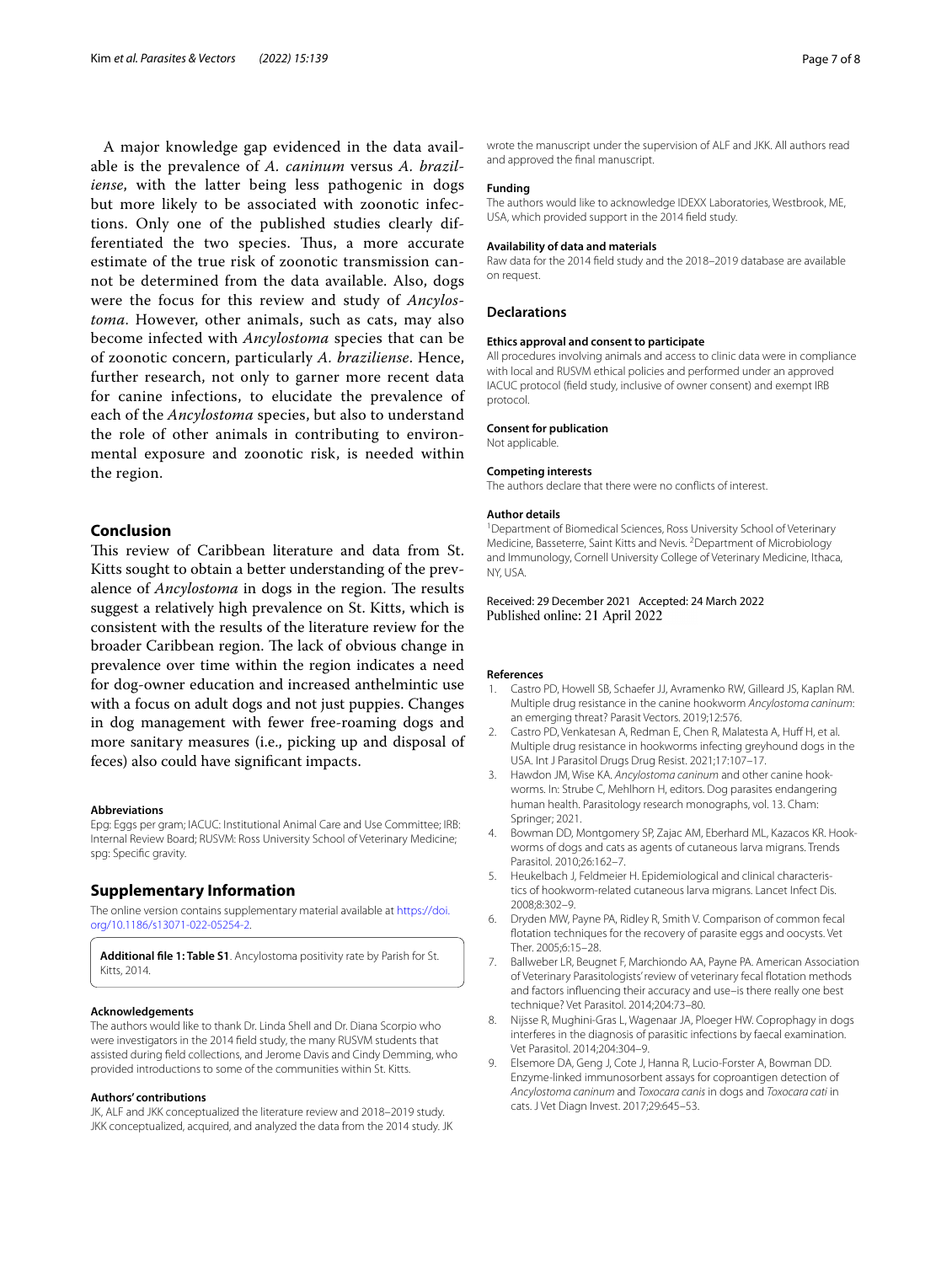A major knowledge gap evidenced in the data available is the prevalence of *A. caninum* versus *A. braziliense*, with the latter being less pathogenic in dogs but more likely to be associated with zoonotic infections. Only one of the published studies clearly differentiated the two species. Thus, a more accurate estimate of the true risk of zoonotic transmission cannot be determined from the data available. Also, dogs were the focus for this review and study of *Ancylostoma*. However, other animals, such as cats, may also become infected with *Ancylostoma* species that can be of zoonotic concern, particularly *A. braziliense*. Hence, further research, not only to garner more recent data for canine infections, to elucidate the prevalence of each of the *Ancylostoma* species, but also to understand the role of other animals in contributing to environmental exposure and zoonotic risk, is needed within the region.

## Conclusion

This review of Caribbean literature and data from St. Kitts sought to obtain a better understanding of the prevalence of *Ancylostoma* in dogs in the region. The results suggest a relatively high prevalence on St. Kitts, which is consistent with the results of the literature review for the broader Caribbean region. The lack of obvious change in prevalence over time within the region indicates a need for dog-owner education and increased anthelmintic use with a focus on adult dogs and not just puppies. Changes in dog management with fewer free-roaming dogs and more sanitary measures (i.e., picking up and disposal of feces) also could have significant impacts.

#### Abbreviations

Epg: Eggs per gram; IACUC: Institutional Animal Care and Use Committee; IRB: Internal Review Board; RUSVM: Ross University School of Veterinary Medicine; spg: Specific gravity.

## Supplementary Information

The online version contains supplementary material available at https://doi.org/10.1186/s13071-022-05254-2.

**Additional file 1: Table S1**. Ancylostoma positivity rate by Parish for St. Kitts, 2014.

#### Acknowledgements

The authors would like to thank Dr. Linda Shell and Dr. Diana Scorpio who were investigators in the 2014 field study, the many RUSVM students that assisted during field collections, and Jerome Davis and Cindy Demming, who provided introductions to some of the communities within St. Kitts.

#### Authors' contributions

JK, ALF and JKK conceptualized the literature review and 2018–2019 study. JKK conceptualized, acquired, and analyzed the data from the 2014 study. JK wrote the manuscript under the supervision of ALF and JKK. All authors read and approved the final manuscript.

#### Funding

The authors would like to acknowledge IDEXX Laboratories, Westbrook, ME, USA, which provided support in the 2014 field study.

#### Availability of data and materials

Raw data for the 2014 field study and the 2018–2019 database are available on request.

### Declarations

#### Ethics approval and consent to participate

All procedures involving animals and access to clinic data were in compliance with local and RUSVM ethical policies and performed under an approved IACUC protocol (field study, inclusive of owner consent) and exempt IRB protocol.

#### Consent for publication

Not applicable.

#### Competing interests

The authors declare that there were no conflicts of interest.

#### Author details

[1]Department of Biomedical Sciences, Ross University School of Veterinary Medicine, Basseterre, Saint Kitts and Nevis. [2]Department of Microbiology and Immunology, Cornell University College of Veterinary Medicine, Ithaca, NY, USA.

Received: 29 December 2021 Accepted: 24 March 2022
Published online: 21 April 2022

#### References

1. Castro PD, Howell SB, Schaefer JJ, Avramenko RW, Gilleard JS, Kaplan RM. Multiple drug resistance in the canine hookworm *Ancylostoma caninum*: an emerging threat? Parasit Vectors. 2019;12:576.
2. Castro PD, Venkatesan A, Redman E, Chen R, Malatesta A, Huff H, et al. Multiple drug resistance in hookworms infecting greyhound dogs in the USA. Int J Parasitol Drugs Drug Resist. 2021;17:107–17.
3. Hawdon JM, Wise KA. *Ancylostoma caninum* and other canine hookworms. In: Strube C, Mehlhorn H, editors. Dog parasites endangering human health. Parasitology research monographs, vol. 13. Cham: Springer; 2021.
4. Bowman DD, Montgomery SP, Zajac AM, Eberhard ML, Kazacos KR. Hookworms of dogs and cats as agents of cutaneous larva migrans. Trends Parasitol. 2010;26:162–7.
5. Heukelbach J, Feldmeier H. Epidemiological and clinical characteristics of hookworm-related cutaneous larva migrans. Lancet Infect Dis. 2008;8:302–9.
6. Dryden MW, Payne PA, Ridley R, Smith V. Comparison of common fecal flotation techniques for the recovery of parasite eggs and oocysts. Vet Ther. 2005;6:15–28.
7. Ballweber LR, Beugnet F, Marchiondo AA, Payne PA. American Association of Veterinary Parasitologists' review of veterinary fecal flotation methods and factors influencing their accuracy and use–is there really one best technique? Vet Parasitol. 2014;204:73–80.
8. Nijsse R, Mughini-Gras L, Wagenaar JA, Ploeger HW. Coprophagy in dogs interferes in the diagnosis of parasitic infections by faecal examination. Vet Parasitol. 2014;204:304–9.
9. Elsemore DA, Geng J, Cote J, Hanna R, Lucio-Forster A, Bowman DD. Enzyme-linked immunosorbent assays for coproantigen detection of *Ancylostoma caninum* and *Toxocara canis* in dogs and *Toxocara cati* in cats. J Vet Diagn Invest. 2017;29:645–53.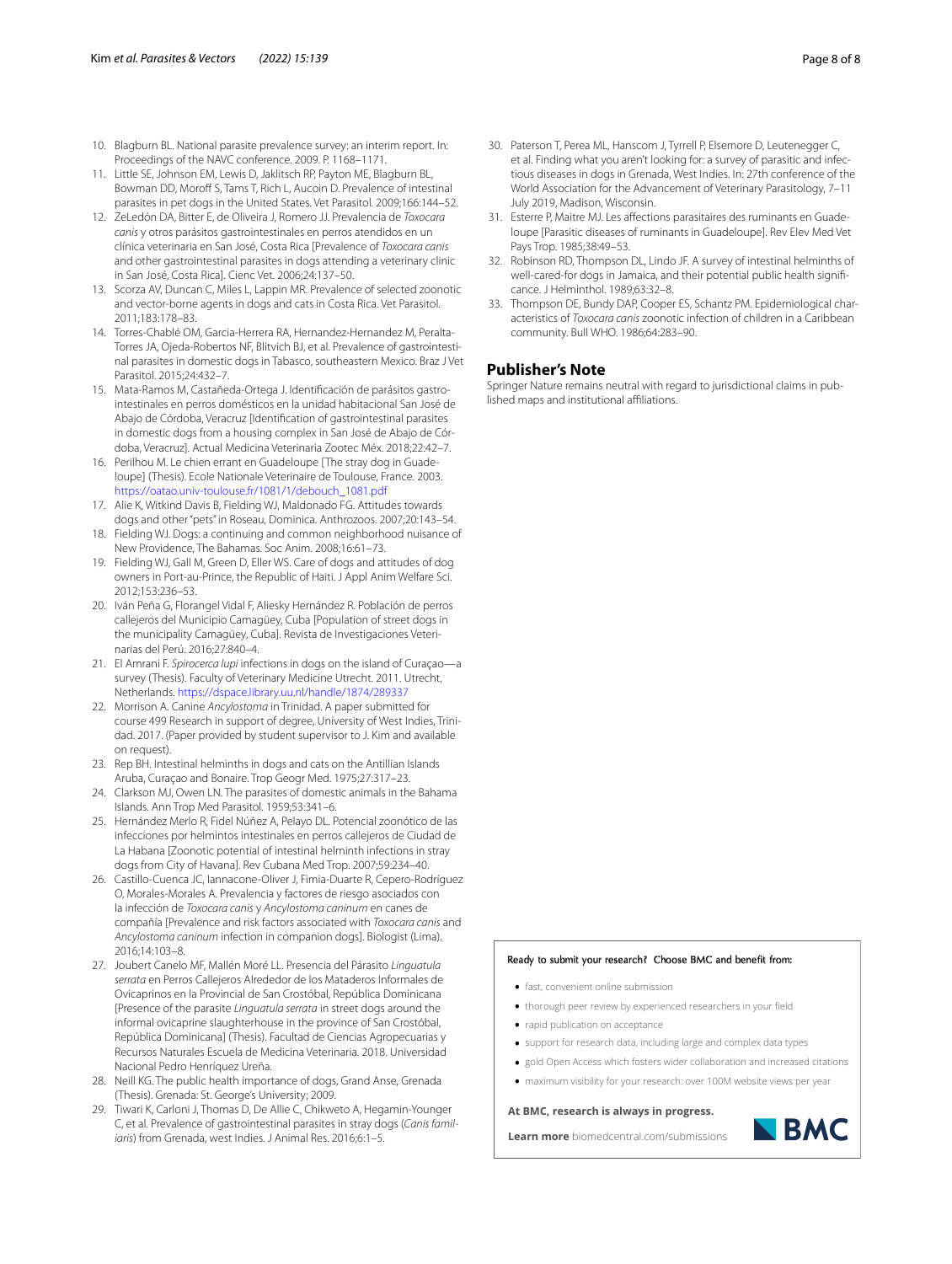10. Blagburn BL. National parasite prevalence survey: an interim report. In: Proceedings of the NAVC conference. 2009. P. 1168–1171.
11. Little SE, Johnson EM, Lewis D, Jaklitsch RP, Payton ME, Blagburn BL, Bowman DD, Moroff S, Tams T, Rich L, Aucoin D. Prevalence of intestinal parasites in pet dogs in the United States. Vet Parasitol. 2009;166:144–52.
12. ZeLedón DA, Bitter E, de Oliveira J, Romero JJ. Prevalencia de *Toxocara canis* y otros parásitos gastrointestinales en perros atendidos en un clínica veterinaria en San José, Costa Rica [Prevalence of *Toxocara canis* and other gastrointestinal parasites in dogs attending a veterinary clinic in San José, Costa Rica]. Cienc Vet. 2006;24:137–50.
13. Scorza AV, Duncan C, Miles L, Lappin MR. Prevalence of selected zoonotic and vector-borne agents in dogs and cats in Costa Rica. Vet Parasitol. 2011;183:178–83.
14. Torres-Chablé OM, Garcia-Herrera RA, Hernandez-Hernandez M, Peralta-Torres JA, Ojeda-Robertos NF, Blitvich BJ, et al. Prevalence of gastrointestinal parasites in domestic dogs in Tabasco, southeastern Mexico. Braz J Vet Parasitol. 2015;24:432–7.
15. Mata-Ramos M, Castañeda-Ortega J. Identificación de parásitos gastrointestinales en perros domésticos en la unidad habitacional San José de Abajo de Córdoba, Veracruz [Identification of gastrointestinal parasites in domestic dogs from a housing complex in San José de Abajo de Córdoba, Veracruz]. Actual Medicina Veterinaria Zootec Méx. 2018;22:42–7.
16. Perilhou M. Le chien errant en Guadeloupe [The stray dog in Guadeloupe] (Thesis). Ecole Nationale Veterinaire de Toulouse, France. 2003. https://oatao.univ-toulouse.fr/1081/1/debouch_1081.pdf
17. Alie K, Witkind Davis B, Fielding WJ, Maldonado FG. Attitudes towards dogs and other "pets" in Roseau, Dominica. Anthrozoos. 2007;20:143–54.
18. Fielding WJ. Dogs: a continuing and common neighborhood nuisance of New Providence, The Bahamas. Soc Anim. 2008;16:61–73.
19. Fielding WJ, Gall M, Green D, Eller WS. Care of dogs and attitudes of dog owners in Port-au-Prince, the Republic of Haiti. J Appl Anim Welfare Sci. 2012;153:236–53.
20. Iván Peña G, Florangel Vidal F, Aliesky Hernández R. Población de perros callejeros del Municipio Camagüey, Cuba [Population of street dogs in the municipality Camagüey, Cuba]. Revista de Investigaciones Veterinarias del Perú. 2016;27:840–4.
21. El Amrani F. *Spirocerca lupi* infections in dogs on the island of Curaçao—a survey (Thesis). Faculty of Veterinary Medicine Utrecht. 2011. Utrecht, Netherlands. https://dspace.library.uu.nl/handle/1874/289337
22. Morrison A. Canine *Ancylostoma* in Trinidad. A paper submitted for course 499 Research in support of degree, University of West Indies, Trinidad. 2017. (Paper provided by student supervisor to J. Kim and available on request).
23. Rep BH. Intestinal helminths in dogs and cats on the Antillian Islands Aruba, Curaçao and Bonaire. Trop Geogr Med. 1975;27:317–23.
24. Clarkson MJ, Owen LN. The parasites of domestic animals in the Bahama Islands. Ann Trop Med Parasitol. 1959;53:341–6.
25. Hernández Merlo R, Fidel Núñez A, Pelayo DL. Potencial zoonótico de las infecciones por helmintos intestinales en perros callejeros de Ciudad de La Habana [Zoonotic potential of intestinal helminth infections in stray dogs from City of Havana]. Rev Cubana Med Trop. 2007;59:234–40.
26. Castillo-Cuenca JC, Iannacone-Oliver J, Fimia-Duarte R, Cepero-Rodríguez O, Morales-Morales A. Prevalencia y factores de riesgo asociados con la infección de *Toxocara canis* y *Ancylostoma caninum* en canes de compañía [Prevalence and risk factors associated with *Toxocara canis* and *Ancylostoma caninum* infection in companion dogs]. Biologist (Lima). 2016;14:103–8.
27. Joubert Canelo MF, Mallén Moré LL. Presencia del Párasito *Linguatula serrata* en Perros Callejeros Alrededor de los Mataderos Informales de Ovicaprinos en la Provincial de San Crostóbal, República Dominicana [Presence of the parasite *Linguatula serrata* in street dogs around the informal ovicaprine slaughterhouse in the province of San Crostóbal, República Dominicana] (Thesis). Facultad de Ciencias Agropecuarias y Recursos Naturales Escuela de Medicina Veterinaria. 2018. Universidad Nacional Pedro Henríquez Ureña.
28. Neill KG. The public health importance of dogs, Grand Anse, Grenada (Thesis). Grenada: St. George's University; 2009.
29. Tiwari K, Carloni J, Thomas D, De Allie C, Chikweto A, Hegamin-Younger C, et al. Prevalence of gastrointestinal parasites in stray dogs (*Canis familiaris*) from Grenada, west Indies. J Animal Res. 2016;6:1–5.
30. Paterson T, Perea ML, Hanscom J, Tyrrell P, Elsemore D, Leutenegger C, et al. Finding what you aren't looking for: a survey of parasitic and infectious diseases in dogs in Grenada, West Indies. In: 27th conference of the World Association for the Advancement of Veterinary Parasitology, 7–11 July 2019, Madison, Wisconsin.
31. Esterre P, Maitre MJ. Les affections parasitaires des ruminants en Guadeloupe [Parasitic diseases of ruminants in Guadeloupe]. Rev Elev Med Vet Pays Trop. 1985;38:49–53.
32. Robinson RD, Thompson DL, Lindo JF. A survey of intestinal helminths of well-cared-for dogs in Jamaica, and their potential public health significance. J Helminthol. 1989;63:32–8.
33. Thompson DE, Bundy DAP, Cooper ES, Schantz PM. Epidemiological characteristics of *Toxocara canis* zoonotic infection of children in a Caribbean community. Bull WHO. 1986;64:283–90.

## Publisher's Note

Springer Nature remains neutral with regard to jurisdictional claims in published maps and institutional affiliations.

Ready to submit your research? Choose BMC and benefit from:

- fast, convenient online submission
- thorough peer review by experienced researchers in your field
- rapid publication on acceptance
- support for research data, including large and complex data types
- gold Open Access which fosters wider collaboration and increased citations
- maximum visibility for your research: over 100M website views per year

**At BMC, research is always in progress.**

**Learn more** biomedcentral.com/submissions

BMC